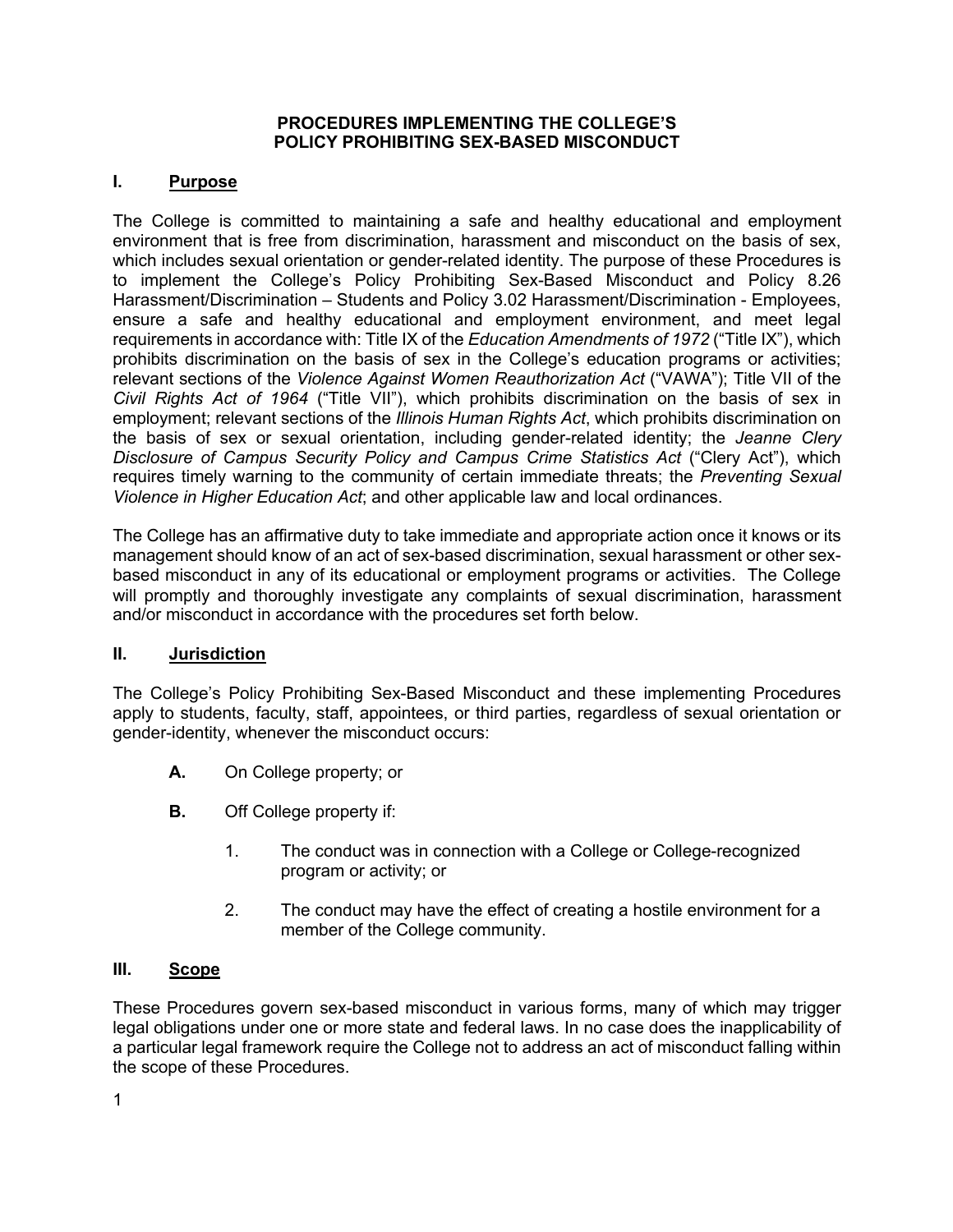# PROCEDURES IMPLEMENTING THE COLLEGE'S POLICY PROHIBITING SEX-BASED MISCONDUCT

## I. Purpose

The College is committed to maintaining a safe and healthy educational and employment environment that is free from discrimination, harassment and misconduct on the basis of sex, which includes sexual orientation or gender-related identity. The purpose of these Procedures is to implement the College's Policy Prohibiting Sex-Based Misconduct and Policy 8.26 Harassment/Discrimination – Students and Policy 3.02 Harassment/Discrimination - Employees, ensure a safe and healthy educational and employment environment, and meet legal requirements in accordance with: Title IX of the *Education Amendments of 1972* ("Title IX"), which prohibits discrimination on the basis of sex in the College's education programs or activities; relevant sections of the *Violence Against Women Reauthorization Act* ("VAWA"); Title VII of the *Civil Rights Act of 1964* ("Title VII"), which prohibits discrimination on the basis of sex in employment; relevant sections of the *Illinois Human Rights Act*, which prohibits discrimination on the basis of sex or sexual orientation, including gender-related identity; the *Jeanne Clery Disclosure of Campus Security Policy and Campus Crime Statistics Act* ("Clery Act"), which requires timely warning to the community of certain immediate threats; the *Preventing Sexual Violence in Higher Education Act*; and other applicable law and local ordinances.

The College has an affirmative duty to take immediate and appropriate action once it knows or its management should know of an act of sex-based discrimination, sexual harassment or other sex-based misconduct in any of its educational or employment programs or activities. The College will promptly and thoroughly investigate any complaints of sexual discrimination, harassment and/or misconduct in accordance with the procedures set forth below.

## II. Jurisdiction

The College's Policy Prohibiting Sex-Based Misconduct and these implementing Procedures apply to students, faculty, staff, appointees, or third parties, regardless of sexual orientation or gender-identity, whenever the misconduct occurs:

- **A.** On College property; or
- **B.** Off College property if:
  1. The conduct was in connection with a College or College-recognized program or activity; or
  2. The conduct may have the effect of creating a hostile environment for a member of the College community.

## III. Scope

These Procedures govern sex-based misconduct in various forms, many of which may trigger legal obligations under one or more state and federal laws. In no case does the inapplicability of a particular legal framework require the College not to address an act of misconduct falling within the scope of these Procedures.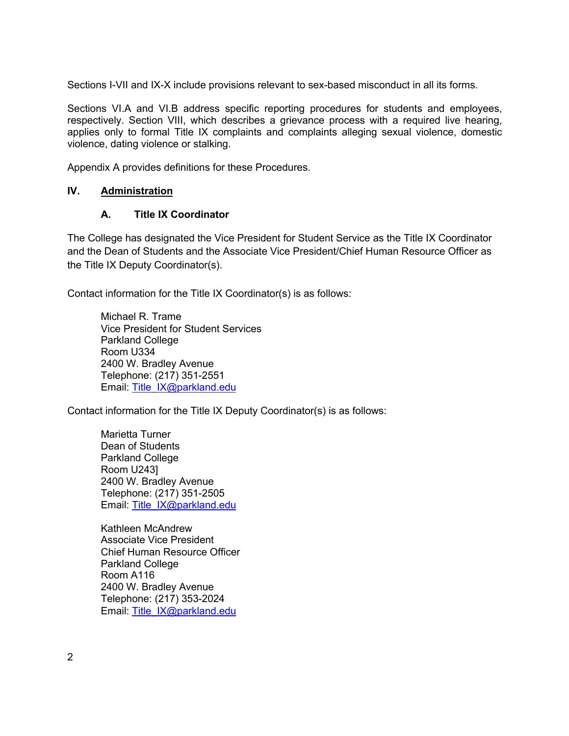Sections I-VII and IX-X include provisions relevant to sex-based misconduct in all its forms.

Sections VI.A and VI.B address specific reporting procedures for students and employees, respectively. Section VIII, which describes a grievance process with a required live hearing, applies only to formal Title IX complaints and complaints alleging sexual violence, domestic violence, dating violence or stalking.

Appendix A provides definitions for these Procedures.

## IV. Administration

### A. Title IX Coordinator

The College has designated the Vice President for Student Service as the Title IX Coordinator and the Dean of Students and the Associate Vice President/Chief Human Resource Officer as the Title IX Deputy Coordinator(s).

Contact information for the Title IX Coordinator(s) is as follows:

> Michael R. Trame  
> Vice President for Student Services  
> Parkland College  
> Room U334  
> 2400 W. Bradley Avenue  
> Telephone: (217) 351-2551  
> Email: Title_IX@parkland.edu

Contact information for the Title IX Deputy Coordinator(s) is as follows:

> Marietta Turner  
> Dean of Students  
> Parkland College  
> Room U243]  
> 2400 W. Bradley Avenue  
> Telephone: (217) 351-2505  
> Email: Title_IX@parkland.edu

> Kathleen McAndrew  
> Associate Vice President  
> Chief Human Resource Officer  
> Parkland College  
> Room A116  
> 2400 W. Bradley Avenue  
> Telephone: (217) 353-2024  
> Email: Title_IX@parkland.edu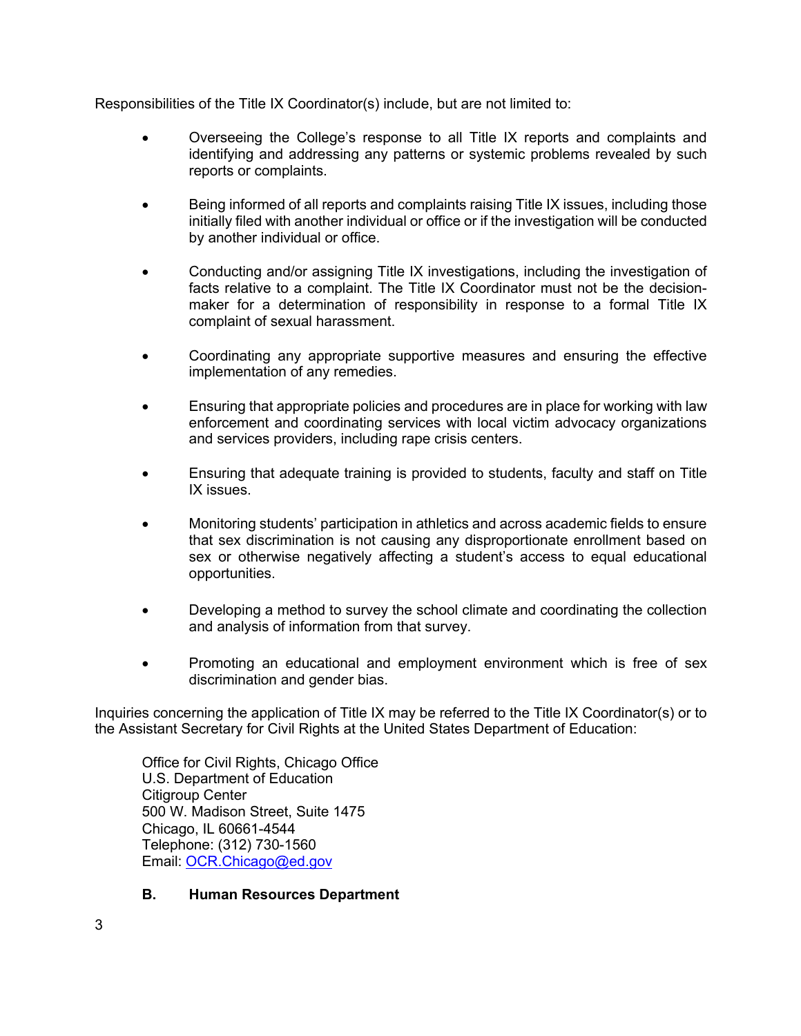Responsibilities of the Title IX Coordinator(s) include, but are not limited to:

- Overseeing the College's response to all Title IX reports and complaints and identifying and addressing any patterns or systemic problems revealed by such reports or complaints.

- Being informed of all reports and complaints raising Title IX issues, including those initially filed with another individual or office or if the investigation will be conducted by another individual or office.

- Conducting and/or assigning Title IX investigations, including the investigation of facts relative to a complaint. The Title IX Coordinator must not be the decision-maker for a determination of responsibility in response to a formal Title IX complaint of sexual harassment.

- Coordinating any appropriate supportive measures and ensuring the effective implementation of any remedies.

- Ensuring that appropriate policies and procedures are in place for working with law enforcement and coordinating services with local victim advocacy organizations and services providers, including rape crisis centers.

- Ensuring that adequate training is provided to students, faculty and staff on Title IX issues.

- Monitoring students' participation in athletics and across academic fields to ensure that sex discrimination is not causing any disproportionate enrollment based on sex or otherwise negatively affecting a student's access to equal educational opportunities.

- Developing a method to survey the school climate and coordinating the collection and analysis of information from that survey.

- Promoting an educational and employment environment which is free of sex discrimination and gender bias.

Inquiries concerning the application of Title IX may be referred to the Title IX Coordinator(s) or to the Assistant Secretary for Civil Rights at the United States Department of Education:

Office for Civil Rights, Chicago Office
U.S. Department of Education
Citigroup Center
500 W. Madison Street, Suite 1475
Chicago, IL 60661-4544
Telephone: (312) 730-1560
Email: [OCR.Chicago@ed.gov](mailto:OCR.Chicago@ed.gov)

### B. Human Resources Department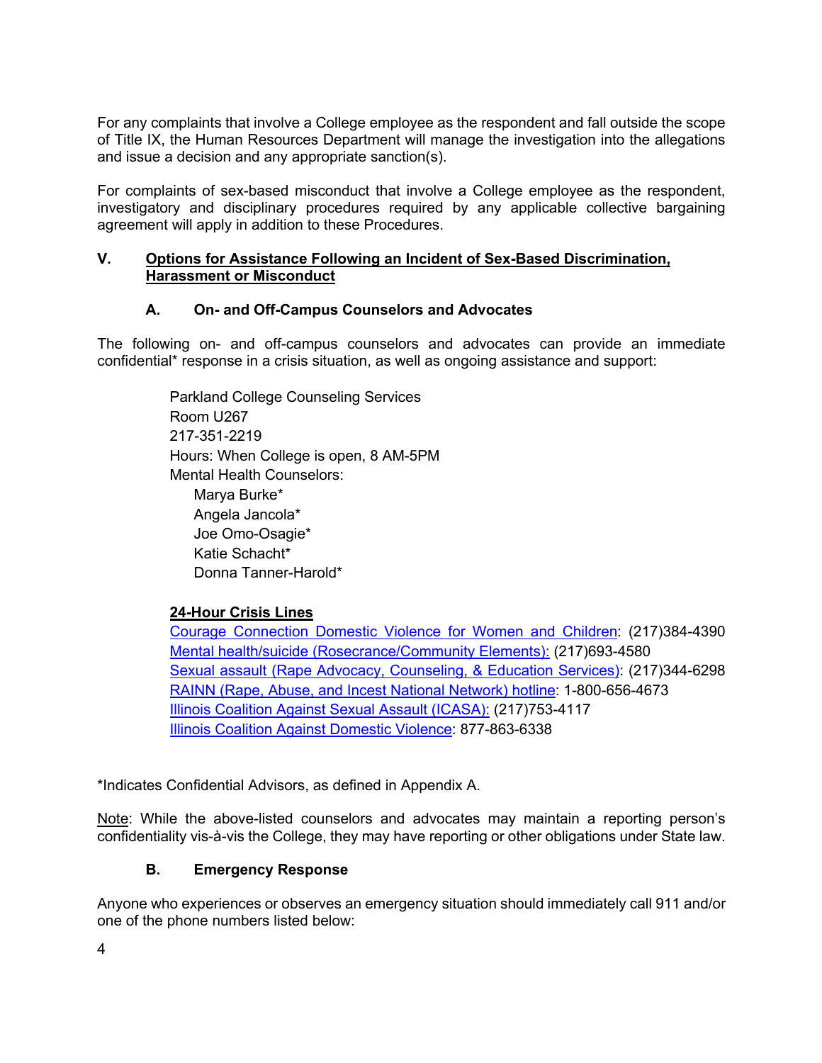For any complaints that involve a College employee as the respondent and fall outside the scope of Title IX, the Human Resources Department will manage the investigation into the allegations and issue a decision and any appropriate sanction(s).

For complaints of sex-based misconduct that involve a College employee as the respondent, investigatory and disciplinary procedures required by any applicable collective bargaining agreement will apply in addition to these Procedures.

## V. Options for Assistance Following an Incident of Sex-Based Discrimination, Harassment or Misconduct

### A. On- and Off-Campus Counselors and Advocates

The following on- and off-campus counselors and advocates can provide an immediate confidential* response in a crisis situation, as well as ongoing assistance and support:

Parkland College Counseling Services
Room U267
217-351-2219
Hours: When College is open, 8 AM-5PM
Mental Health Counselors:
- Marya Burke*
- Angela Jancola*
- Joe Omo-Osagie*
- Katie Schacht*
- Donna Tanner-Harold*

**24-Hour Crisis Lines**

Courage Connection Domestic Violence for Women and Children: (217)384-4390
Mental health/suicide (Rosecrance/Community Elements): (217)693-4580
Sexual assault (Rape Advocacy, Counseling, & Education Services): (217)344-6298
RAINN (Rape, Abuse, and Incest National Network) hotline: 1-800-656-4673
Illinois Coalition Against Sexual Assault (ICASA): (217)753-4117
Illinois Coalition Against Domestic Violence: 877-863-6338

*Indicates Confidential Advisors, as defined in Appendix A.

Note: While the above-listed counselors and advocates may maintain a reporting person's confidentiality vis-à-vis the College, they may have reporting or other obligations under State law.

### B. Emergency Response

Anyone who experiences or observes an emergency situation should immediately call 911 and/or one of the phone numbers listed below: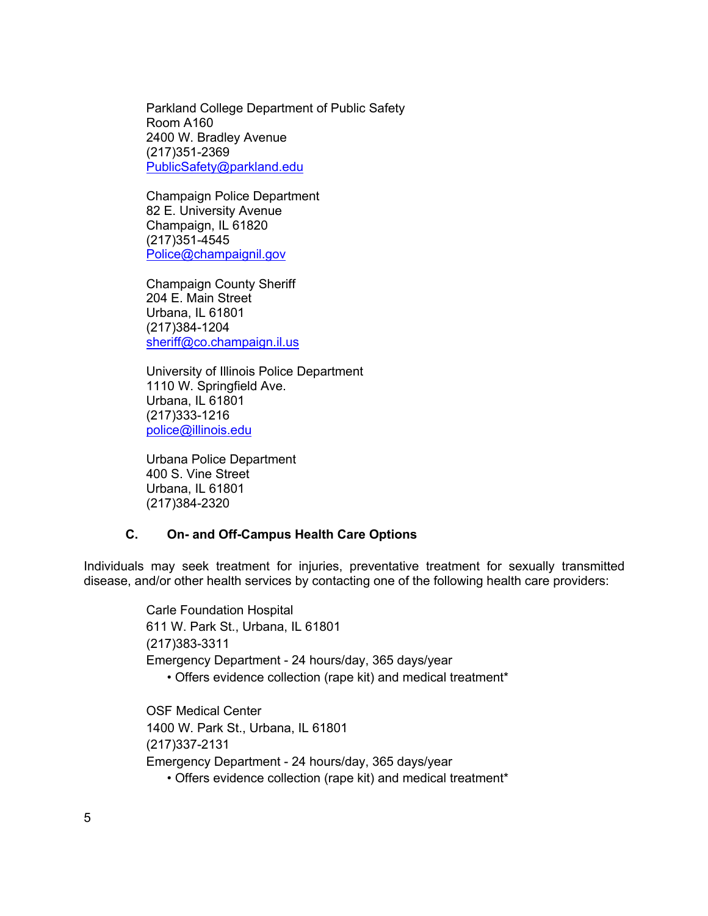Parkland College Department of Public Safety
Room A160
2400 W. Bradley Avenue
(217)351-2369
[PublicSafety@parkland.edu](mailto:PublicSafety@parkland.edu)

Champaign Police Department
82 E. University Avenue
Champaign, IL 61820
(217)351-4545
[Police@champaignil.gov](mailto:Police@champaignil.gov)

Champaign County Sheriff
204 E. Main Street
Urbana, IL 61801
(217)384-1204
[sheriff@co.champaign.il.us](mailto:sheriff@co.champaign.il.us)

University of Illinois Police Department
1110 W. Springfield Ave.
Urbana, IL 61801
(217)333-1216
[police@illinois.edu](mailto:police@illinois.edu)

Urbana Police Department
400 S. Vine Street
Urbana, IL 61801
(217)384-2320

### C. On- and Off-Campus Health Care Options

Individuals may seek treatment for injuries, preventative treatment for sexually transmitted disease, and/or other health services by contacting one of the following health care providers:

Carle Foundation Hospital
611 W. Park St., Urbana, IL 61801
(217)383-3311
Emergency Department - 24 hours/day, 365 days/year
- Offers evidence collection (rape kit) and medical treatment*

OSF Medical Center
1400 W. Park St., Urbana, IL 61801
(217)337-2131
Emergency Department - 24 hours/day, 365 days/year
- Offers evidence collection (rape kit) and medical treatment*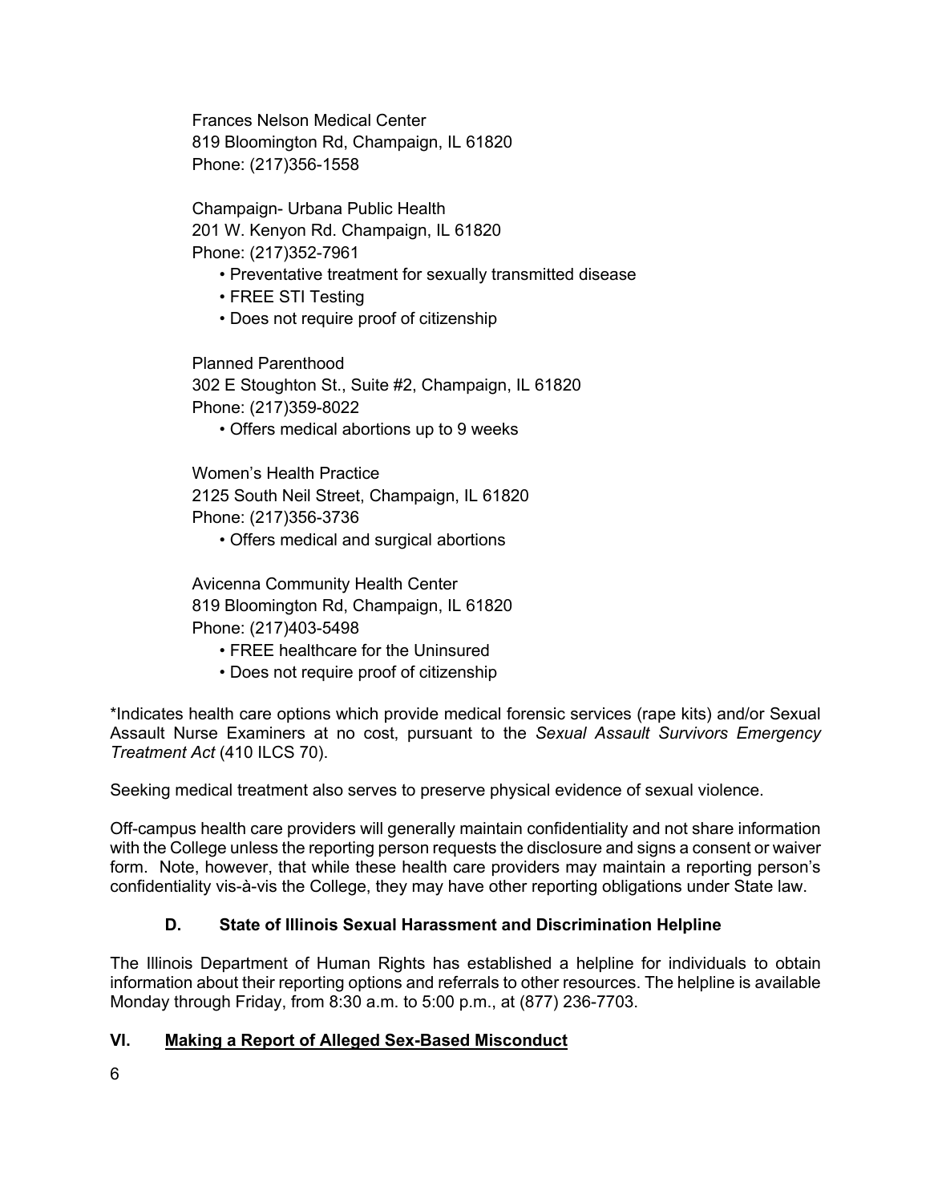Frances Nelson Medical Center
819 Bloomington Rd, Champaign, IL 61820
Phone: (217)356-1558

Champaign- Urbana Public Health
201 W. Kenyon Rd. Champaign, IL 61820
Phone: (217)352-7961

- Preventative treatment for sexually transmitted disease
- FREE STI Testing
- Does not require proof of citizenship

Planned Parenthood
302 E Stoughton St., Suite #2, Champaign, IL 61820
Phone: (217)359-8022

- Offers medical abortions up to 9 weeks

Women's Health Practice
2125 South Neil Street, Champaign, IL 61820
Phone: (217)356-3736

- Offers medical and surgical abortions

Avicenna Community Health Center
819 Bloomington Rd, Champaign, IL 61820
Phone: (217)403-5498

- FREE healthcare for the Uninsured
- Does not require proof of citizenship

*Indicates health care options which provide medical forensic services (rape kits) and/or Sexual Assault Nurse Examiners at no cost, pursuant to the *Sexual Assault Survivors Emergency Treatment Act* (410 ILCS 70).

Seeking medical treatment also serves to preserve physical evidence of sexual violence.

Off-campus health care providers will generally maintain confidentiality and not share information with the College unless the reporting person requests the disclosure and signs a consent or waiver form. Note, however, that while these health care providers may maintain a reporting person's confidentiality vis-à-vis the College, they may have other reporting obligations under State law.

### D. State of Illinois Sexual Harassment and Discrimination Helpline

The Illinois Department of Human Rights has established a helpline for individuals to obtain information about their reporting options and referrals to other resources. The helpline is available Monday through Friday, from 8:30 a.m. to 5:00 p.m., at (877) 236-7703.

## VI. Making a Report of Alleged Sex-Based Misconduct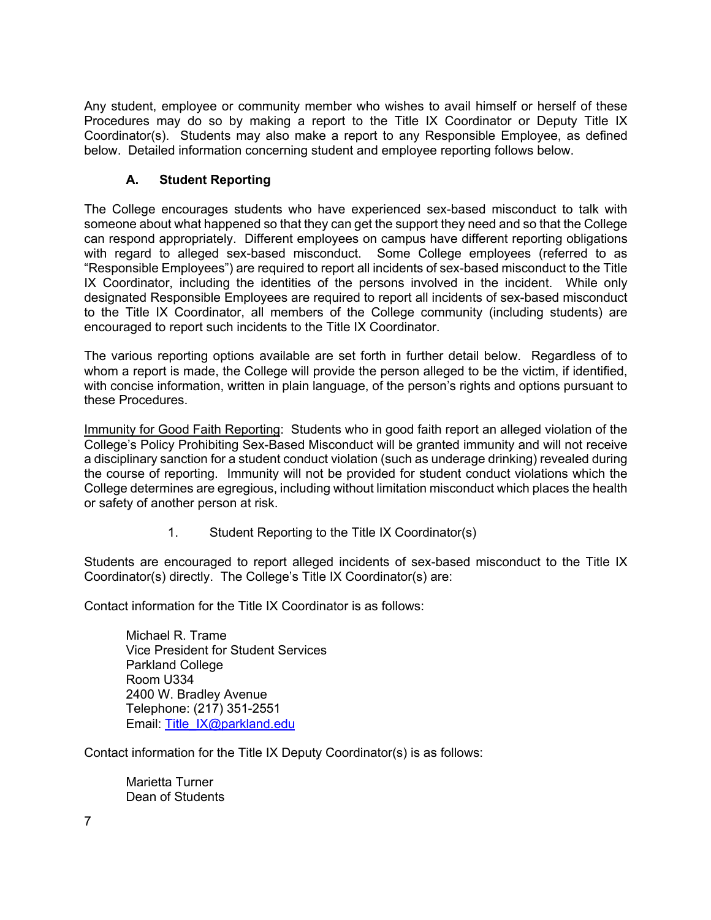Any student, employee or community member who wishes to avail himself or herself of these Procedures may do so by making a report to the Title IX Coordinator or Deputy Title IX Coordinator(s). Students may also make a report to any Responsible Employee, as defined below. Detailed information concerning student and employee reporting follows below.

### A. Student Reporting

The College encourages students who have experienced sex-based misconduct to talk with someone about what happened so that they can get the support they need and so that the College can respond appropriately. Different employees on campus have different reporting obligations with regard to alleged sex-based misconduct. Some College employees (referred to as "Responsible Employees") are required to report all incidents of sex-based misconduct to the Title IX Coordinator, including the identities of the persons involved in the incident. While only designated Responsible Employees are required to report all incidents of sex-based misconduct to the Title IX Coordinator, all members of the College community (including students) are encouraged to report such incidents to the Title IX Coordinator.

The various reporting options available are set forth in further detail below. Regardless of to whom a report is made, the College will provide the person alleged to be the victim, if identified, with concise information, written in plain language, of the person's rights and options pursuant to these Procedures.

<u>Immunity for Good Faith Reporting</u>: Students who in good faith report an alleged violation of the College's Policy Prohibiting Sex-Based Misconduct will be granted immunity and will not receive a disciplinary sanction for a student conduct violation (such as underage drinking) revealed during the course of reporting. Immunity will not be provided for student conduct violations which the College determines are egregious, including without limitation misconduct which places the health or safety of another person at risk.

1. Student Reporting to the Title IX Coordinator(s)

Students are encouraged to report alleged incidents of sex-based misconduct to the Title IX Coordinator(s) directly. The College's Title IX Coordinator(s) are:

Contact information for the Title IX Coordinator is as follows:

Michael R. Trame
Vice President for Student Services
Parkland College
Room U334
2400 W. Bradley Avenue
Telephone: (217) 351-2551
Email: Title_IX@parkland.edu

Contact information for the Title IX Deputy Coordinator(s) is as follows:

Marietta Turner
Dean of Students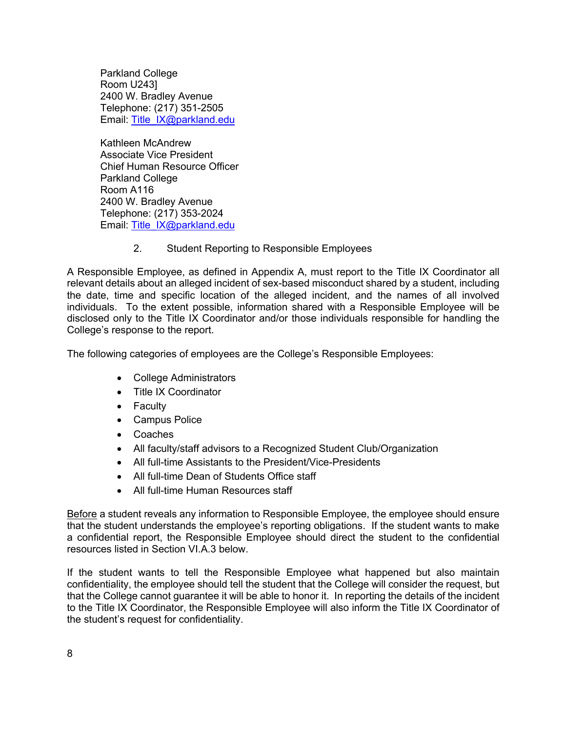Parkland College
Room U243]
2400 W. Bradley Avenue
Telephone: (217) 351-2505
Email: Title_IX@parkland.edu

Kathleen McAndrew
Associate Vice President
Chief Human Resource Officer
Parkland College
Room A116
2400 W. Bradley Avenue
Telephone: (217) 353-2024
Email: Title_IX@parkland.edu

2. Student Reporting to Responsible Employees

A Responsible Employee, as defined in Appendix A, must report to the Title IX Coordinator all relevant details about an alleged incident of sex-based misconduct shared by a student, including the date, time and specific location of the alleged incident, and the names of all involved individuals. To the extent possible, information shared with a Responsible Employee will be disclosed only to the Title IX Coordinator and/or those individuals responsible for handling the College's response to the report.

The following categories of employees are the College's Responsible Employees:

- College Administrators
- Title IX Coordinator
- Faculty
- Campus Police
- Coaches
- All faculty/staff advisors to a Recognized Student Club/Organization
- All full-time Assistants to the President/Vice-Presidents
- All full-time Dean of Students Office staff
- All full-time Human Resources staff

<u>Before</u> a student reveals any information to Responsible Employee, the employee should ensure that the student understands the employee's reporting obligations. If the student wants to make a confidential report, the Responsible Employee should direct the student to the confidential resources listed in Section VI.A.3 below.

If the student wants to tell the Responsible Employee what happened but also maintain confidentiality, the employee should tell the student that the College will consider the request, but that the College cannot guarantee it will be able to honor it. In reporting the details of the incident to the Title IX Coordinator, the Responsible Employee will also inform the Title IX Coordinator of the student's request for confidentiality.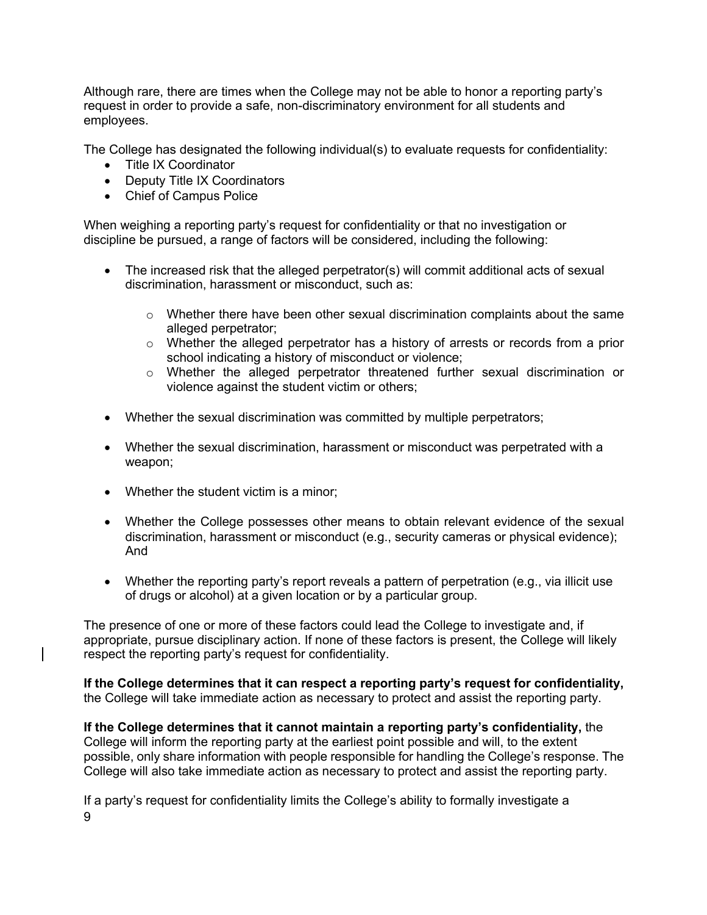Although rare, there are times when the College may not be able to honor a reporting party's request in order to provide a safe, non-discriminatory environment for all students and employees.

The College has designated the following individual(s) to evaluate requests for confidentiality:

- Title IX Coordinator
- Deputy Title IX Coordinators
- Chief of Campus Police

When weighing a reporting party's request for confidentiality or that no investigation or discipline be pursued, a range of factors will be considered, including the following:

- The increased risk that the alleged perpetrator(s) will commit additional acts of sexual discrimination, harassment or misconduct, such as:
  - Whether there have been other sexual discrimination complaints about the same alleged perpetrator;
  - Whether the alleged perpetrator has a history of arrests or records from a prior school indicating a history of misconduct or violence;
  - Whether the alleged perpetrator threatened further sexual discrimination or violence against the student victim or others;
- Whether the sexual discrimination was committed by multiple perpetrators;
- Whether the sexual discrimination, harassment or misconduct was perpetrated with a weapon;
- Whether the student victim is a minor;
- Whether the College possesses other means to obtain relevant evidence of the sexual discrimination, harassment or misconduct (e.g., security cameras or physical evidence); And
- Whether the reporting party's report reveals a pattern of perpetration (e.g., via illicit use of drugs or alcohol) at a given location or by a particular group.

The presence of one or more of these factors could lead the College to investigate and, if appropriate, pursue disciplinary action. If none of these factors is present, the College will likely respect the reporting party's request for confidentiality.

**If the College determines that it can respect a reporting party's request for confidentiality,** the College will take immediate action as necessary to protect and assist the reporting party.

**If the College determines that it cannot maintain a reporting party's confidentiality,** the College will inform the reporting party at the earliest point possible and will, to the extent possible, only share information with people responsible for handling the College's response. The College will also take immediate action as necessary to protect and assist the reporting party.

If a party's request for confidentiality limits the College's ability to formally investigate a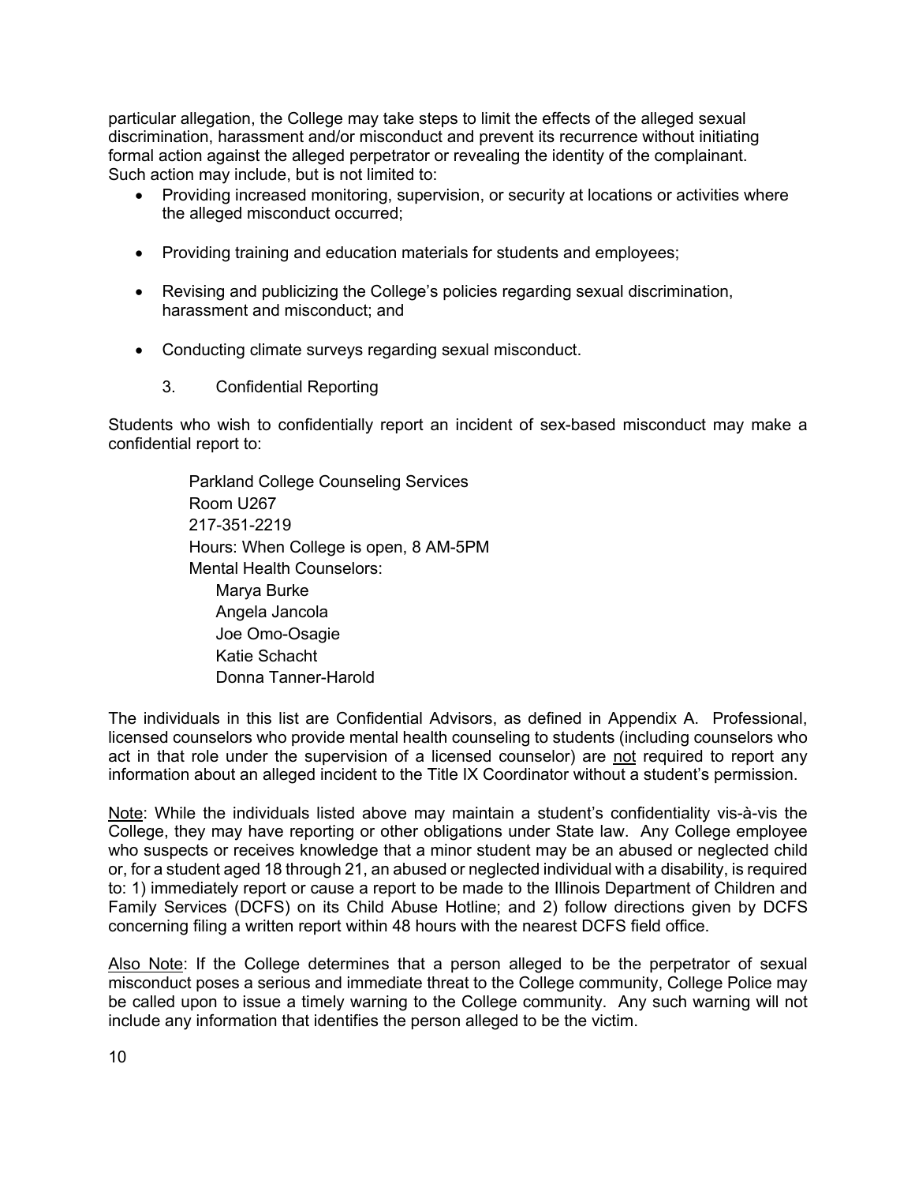particular allegation, the College may take steps to limit the effects of the alleged sexual discrimination, harassment and/or misconduct and prevent its recurrence without initiating formal action against the alleged perpetrator or revealing the identity of the complainant. Such action may include, but is not limited to:

- Providing increased monitoring, supervision, or security at locations or activities where the alleged misconduct occurred;
- Providing training and education materials for students and employees;
- Revising and publicizing the College's policies regarding sexual discrimination, harassment and misconduct; and
- Conducting climate surveys regarding sexual misconduct.

### 3. Confidential Reporting

Students who wish to confidentially report an incident of sex-based misconduct may make a confidential report to:

> Parkland College Counseling Services
> Room U267
> 217-351-2219
> Hours: When College is open, 8 AM-5PM
> Mental Health Counselors:
> - Marya Burke
> - Angela Jancola
> - Joe Omo-Osagie
> - Katie Schacht
> - Donna Tanner-Harold

The individuals in this list are Confidential Advisors, as defined in Appendix A. Professional, licensed counselors who provide mental health counseling to students (including counselors who act in that role under the supervision of a licensed counselor) are not required to report any information about an alleged incident to the Title IX Coordinator without a student's permission.

Note: While the individuals listed above may maintain a student's confidentiality vis-à-vis the College, they may have reporting or other obligations under State law. Any College employee who suspects or receives knowledge that a minor student may be an abused or neglected child or, for a student aged 18 through 21, an abused or neglected individual with a disability, is required to: 1) immediately report or cause a report to be made to the Illinois Department of Children and Family Services (DCFS) on its Child Abuse Hotline; and 2) follow directions given by DCFS concerning filing a written report within 48 hours with the nearest DCFS field office.

Also Note: If the College determines that a person alleged to be the perpetrator of sexual misconduct poses a serious and immediate threat to the College community, College Police may be called upon to issue a timely warning to the College community. Any such warning will not include any information that identifies the person alleged to be the victim.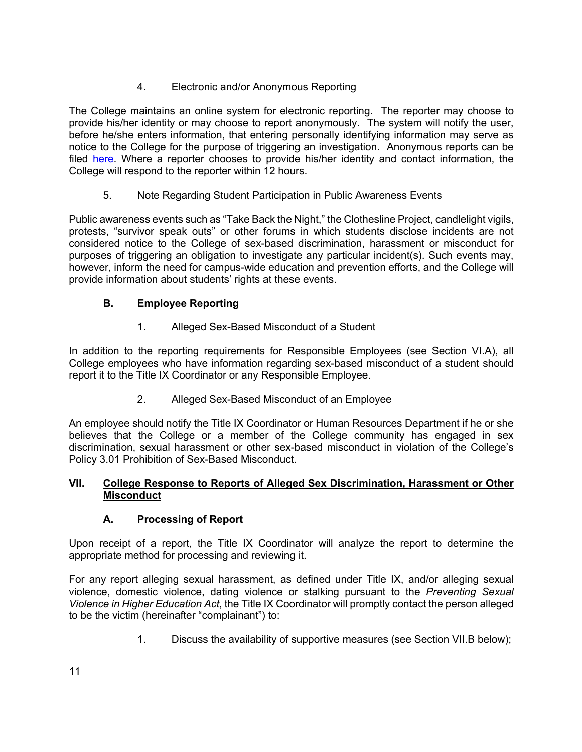4. Electronic and/or Anonymous Reporting

The College maintains an online system for electronic reporting. The reporter may choose to provide his/her identity or may choose to report anonymously. The system will notify the user, before he/she enters information, that entering personally identifying information may serve as notice to the College for the purpose of triggering an investigation. Anonymous reports can be filed here. Where a reporter chooses to provide his/her identity and contact information, the College will respond to the reporter within 12 hours.

5. Note Regarding Student Participation in Public Awareness Events

Public awareness events such as "Take Back the Night," the Clothesline Project, candlelight vigils, protests, "survivor speak outs" or other forums in which students disclose incidents are not considered notice to the College of sex-based discrimination, harassment or misconduct for purposes of triggering an obligation to investigate any particular incident(s). Such events may, however, inform the need for campus-wide education and prevention efforts, and the College will provide information about students' rights at these events.

### B. Employee Reporting

1. Alleged Sex-Based Misconduct of a Student

In addition to the reporting requirements for Responsible Employees (see Section VI.A), all College employees who have information regarding sex-based misconduct of a student should report it to the Title IX Coordinator or any Responsible Employee.

2. Alleged Sex-Based Misconduct of an Employee

An employee should notify the Title IX Coordinator or Human Resources Department if he or she believes that the College or a member of the College community has engaged in sex discrimination, sexual harassment or other sex-based misconduct in violation of the College's Policy 3.01 Prohibition of Sex-Based Misconduct.

## VII. College Response to Reports of Alleged Sex Discrimination, Harassment or Other Misconduct

### A. Processing of Report

Upon receipt of a report, the Title IX Coordinator will analyze the report to determine the appropriate method for processing and reviewing it.

For any report alleging sexual harassment, as defined under Title IX, and/or alleging sexual violence, domestic violence, dating violence or stalking pursuant to the *Preventing Sexual Violence in Higher Education Act*, the Title IX Coordinator will promptly contact the person alleged to be the victim (hereinafter "complainant") to:

1. Discuss the availability of supportive measures (see Section VII.B below);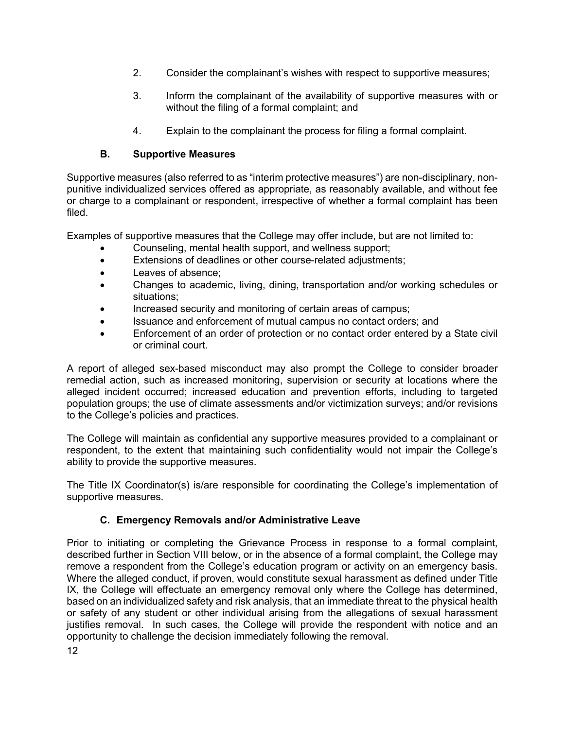2. Consider the complainant's wishes with respect to supportive measures;

3. Inform the complainant of the availability of supportive measures with or without the filing of a formal complaint; and

4. Explain to the complainant the process for filing a formal complaint.

### B. Supportive Measures

Supportive measures (also referred to as "interim protective measures") are non-disciplinary, non-punitive individualized services offered as appropriate, as reasonably available, and without fee or charge to a complainant or respondent, irrespective of whether a formal complaint has been filed.

Examples of supportive measures that the College may offer include, but are not limited to:

- Counseling, mental health support, and wellness support;
- Extensions of deadlines or other course-related adjustments;
- Leaves of absence;
- Changes to academic, living, dining, transportation and/or working schedules or situations;
- Increased security and monitoring of certain areas of campus;
- Issuance and enforcement of mutual campus no contact orders; and
- Enforcement of an order of protection or no contact order entered by a State civil or criminal court.

A report of alleged sex-based misconduct may also prompt the College to consider broader remedial action, such as increased monitoring, supervision or security at locations where the alleged incident occurred; increased education and prevention efforts, including to targeted population groups; the use of climate assessments and/or victimization surveys; and/or revisions to the College's policies and practices.

The College will maintain as confidential any supportive measures provided to a complainant or respondent, to the extent that maintaining such confidentiality would not impair the College's ability to provide the supportive measures.

The Title IX Coordinator(s) is/are responsible for coordinating the College's implementation of supportive measures.

### C. Emergency Removals and/or Administrative Leave

Prior to initiating or completing the Grievance Process in response to a formal complaint, described further in Section VIII below, or in the absence of a formal complaint, the College may remove a respondent from the College's education program or activity on an emergency basis. Where the alleged conduct, if proven, would constitute sexual harassment as defined under Title IX, the College will effectuate an emergency removal only where the College has determined, based on an individualized safety and risk analysis, that an immediate threat to the physical health or safety of any student or other individual arising from the allegations of sexual harassment justifies removal. In such cases, the College will provide the respondent with notice and an opportunity to challenge the decision immediately following the removal.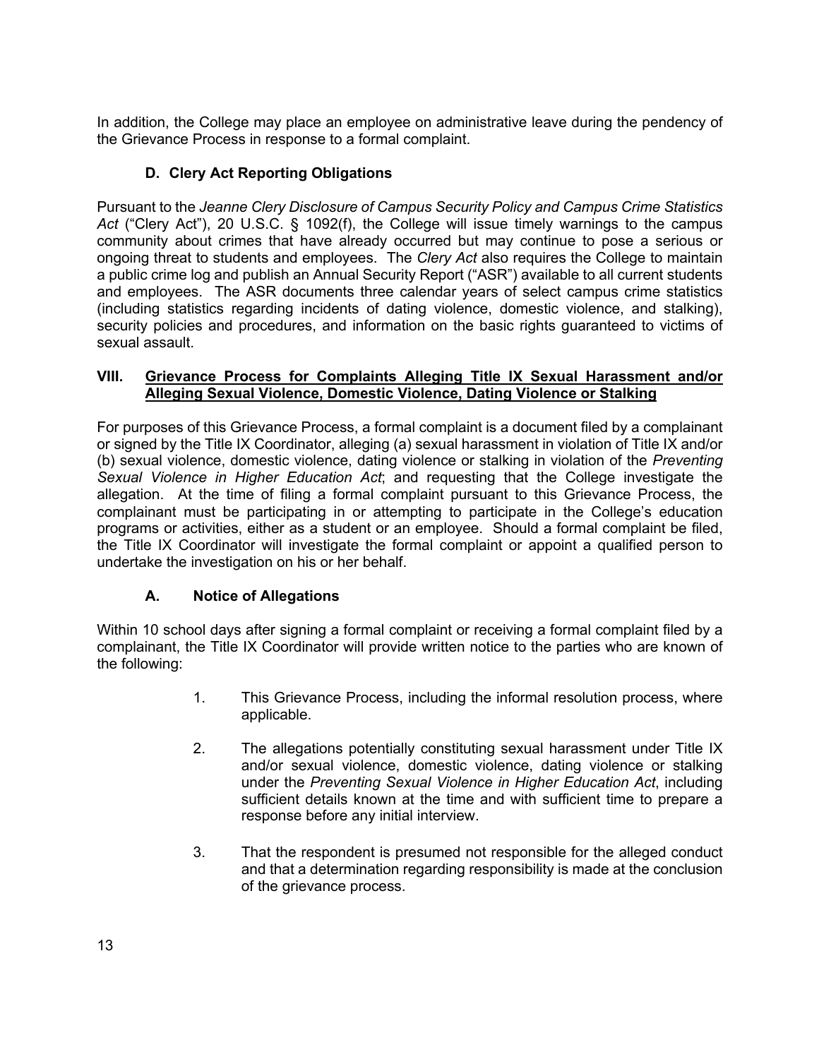In addition, the College may place an employee on administrative leave during the pendency of the Grievance Process in response to a formal complaint.

### D. Clery Act Reporting Obligations

Pursuant to the *Jeanne Clery Disclosure of Campus Security Policy and Campus Crime Statistics Act* ("Clery Act"), 20 U.S.C. § 1092(f), the College will issue timely warnings to the campus community about crimes that have already occurred but may continue to pose a serious or ongoing threat to students and employees. The *Clery Act* also requires the College to maintain a public crime log and publish an Annual Security Report ("ASR") available to all current students and employees. The ASR documents three calendar years of select campus crime statistics (including statistics regarding incidents of dating violence, domestic violence, and stalking), security policies and procedures, and information on the basic rights guaranteed to victims of sexual assault.

## VIII. Grievance Process for Complaints Alleging Title IX Sexual Harassment and/or Alleging Sexual Violence, Domestic Violence, Dating Violence or Stalking

For purposes of this Grievance Process, a formal complaint is a document filed by a complainant or signed by the Title IX Coordinator, alleging (a) sexual harassment in violation of Title IX and/or (b) sexual violence, domestic violence, dating violence or stalking in violation of the *Preventing Sexual Violence in Higher Education Act*; and requesting that the College investigate the allegation. At the time of filing a formal complaint pursuant to this Grievance Process, the complainant must be participating in or attempting to participate in the College's education programs or activities, either as a student or an employee. Should a formal complaint be filed, the Title IX Coordinator will investigate the formal complaint or appoint a qualified person to undertake the investigation on his or her behalf.

### A. Notice of Allegations

Within 10 school days after signing a formal complaint or receiving a formal complaint filed by a complainant, the Title IX Coordinator will provide written notice to the parties who are known of the following:

1. This Grievance Process, including the informal resolution process, where applicable.

2. The allegations potentially constituting sexual harassment under Title IX and/or sexual violence, domestic violence, dating violence or stalking under the *Preventing Sexual Violence in Higher Education Act*, including sufficient details known at the time and with sufficient time to prepare a response before any initial interview.

3. That the respondent is presumed not responsible for the alleged conduct and that a determination regarding responsibility is made at the conclusion of the grievance process.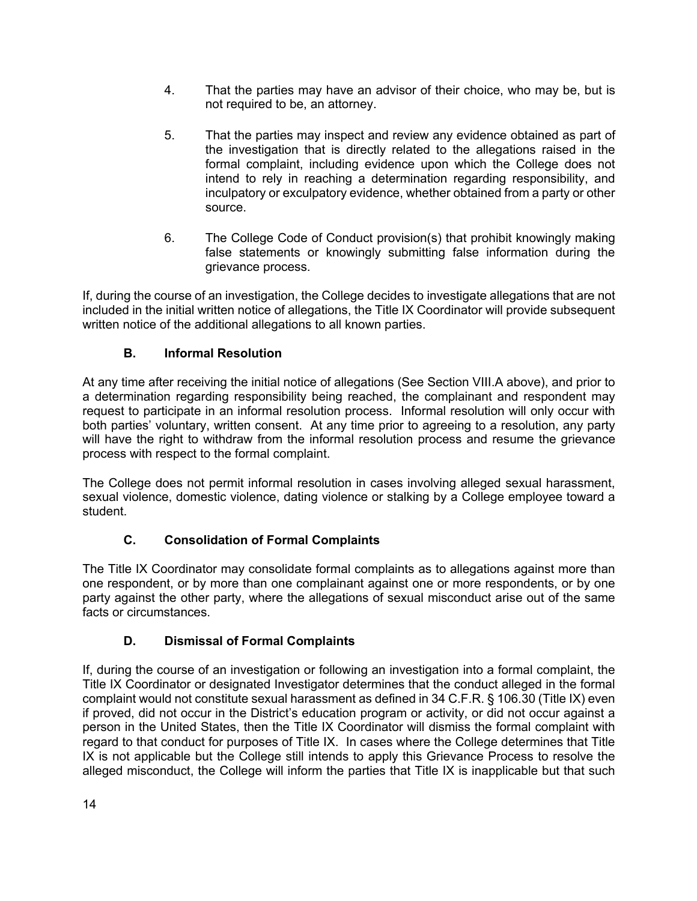4. That the parties may have an advisor of their choice, who may be, but is not required to be, an attorney.

5. That the parties may inspect and review any evidence obtained as part of the investigation that is directly related to the allegations raised in the formal complaint, including evidence upon which the College does not intend to rely in reaching a determination regarding responsibility, and inculpatory or exculpatory evidence, whether obtained from a party or other source.

6. The College Code of Conduct provision(s) that prohibit knowingly making false statements or knowingly submitting false information during the grievance process.

If, during the course of an investigation, the College decides to investigate allegations that are not included in the initial written notice of allegations, the Title IX Coordinator will provide subsequent written notice of the additional allegations to all known parties.

### B. Informal Resolution

At any time after receiving the initial notice of allegations (See Section VIII.A above), and prior to a determination regarding responsibility being reached, the complainant and respondent may request to participate in an informal resolution process. Informal resolution will only occur with both parties' voluntary, written consent. At any time prior to agreeing to a resolution, any party will have the right to withdraw from the informal resolution process and resume the grievance process with respect to the formal complaint.

The College does not permit informal resolution in cases involving alleged sexual harassment, sexual violence, domestic violence, dating violence or stalking by a College employee toward a student.

### C. Consolidation of Formal Complaints

The Title IX Coordinator may consolidate formal complaints as to allegations against more than one respondent, or by more than one complainant against one or more respondents, or by one party against the other party, where the allegations of sexual misconduct arise out of the same facts or circumstances.

### D. Dismissal of Formal Complaints

If, during the course of an investigation or following an investigation into a formal complaint, the Title IX Coordinator or designated Investigator determines that the conduct alleged in the formal complaint would not constitute sexual harassment as defined in 34 C.F.R. § 106.30 (Title IX) even if proved, did not occur in the District's education program or activity, or did not occur against a person in the United States, then the Title IX Coordinator will dismiss the formal complaint with regard to that conduct for purposes of Title IX. In cases where the College determines that Title IX is not applicable but the College still intends to apply this Grievance Process to resolve the alleged misconduct, the College will inform the parties that Title IX is inapplicable but that such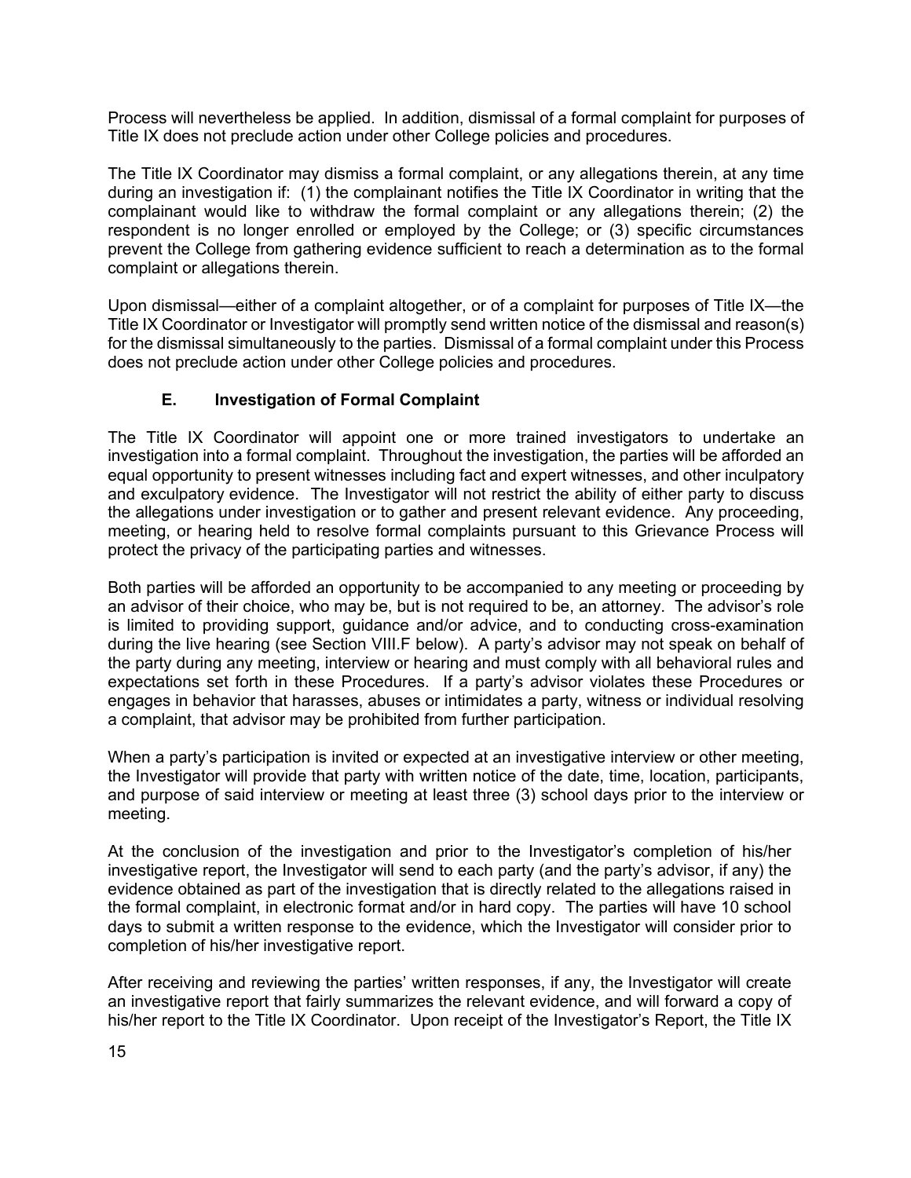Process will nevertheless be applied. In addition, dismissal of a formal complaint for purposes of Title IX does not preclude action under other College policies and procedures.

The Title IX Coordinator may dismiss a formal complaint, or any allegations therein, at any time during an investigation if: (1) the complainant notifies the Title IX Coordinator in writing that the complainant would like to withdraw the formal complaint or any allegations therein; (2) the respondent is no longer enrolled or employed by the College; or (3) specific circumstances prevent the College from gathering evidence sufficient to reach a determination as to the formal complaint or allegations therein.

Upon dismissal—either of a complaint altogether, or of a complaint for purposes of Title IX—the Title IX Coordinator or Investigator will promptly send written notice of the dismissal and reason(s) for the dismissal simultaneously to the parties. Dismissal of a formal complaint under this Process does not preclude action under other College policies and procedures.

### E. Investigation of Formal Complaint

The Title IX Coordinator will appoint one or more trained investigators to undertake an investigation into a formal complaint. Throughout the investigation, the parties will be afforded an equal opportunity to present witnesses including fact and expert witnesses, and other inculpatory and exculpatory evidence. The Investigator will not restrict the ability of either party to discuss the allegations under investigation or to gather and present relevant evidence. Any proceeding, meeting, or hearing held to resolve formal complaints pursuant to this Grievance Process will protect the privacy of the participating parties and witnesses.

Both parties will be afforded an opportunity to be accompanied to any meeting or proceeding by an advisor of their choice, who may be, but is not required to be, an attorney. The advisor's role is limited to providing support, guidance and/or advice, and to conducting cross-examination during the live hearing (see Section VIII.F below). A party's advisor may not speak on behalf of the party during any meeting, interview or hearing and must comply with all behavioral rules and expectations set forth in these Procedures. If a party's advisor violates these Procedures or engages in behavior that harasses, abuses or intimidates a party, witness or individual resolving a complaint, that advisor may be prohibited from further participation.

When a party's participation is invited or expected at an investigative interview or other meeting, the Investigator will provide that party with written notice of the date, time, location, participants, and purpose of said interview or meeting at least three (3) school days prior to the interview or meeting.

At the conclusion of the investigation and prior to the Investigator's completion of his/her investigative report, the Investigator will send to each party (and the party's advisor, if any) the evidence obtained as part of the investigation that is directly related to the allegations raised in the formal complaint, in electronic format and/or in hard copy. The parties will have 10 school days to submit a written response to the evidence, which the Investigator will consider prior to completion of his/her investigative report.

After receiving and reviewing the parties' written responses, if any, the Investigator will create an investigative report that fairly summarizes the relevant evidence, and will forward a copy of his/her report to the Title IX Coordinator. Upon receipt of the Investigator's Report, the Title IX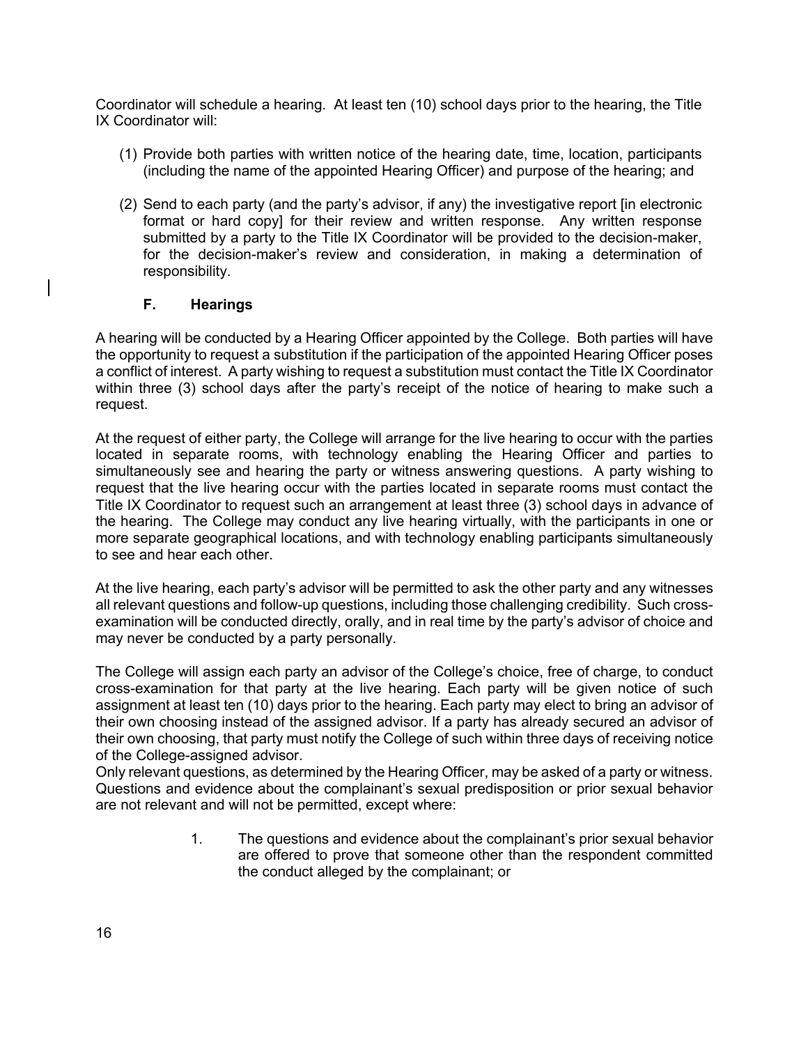Coordinator will schedule a hearing. At least ten (10) school days prior to the hearing, the Title IX Coordinator will:

(1) Provide both parties with written notice of the hearing date, time, location, participants (including the name of the appointed Hearing Officer) and purpose of the hearing; and

(2) Send to each party (and the party's advisor, if any) the investigative report [in electronic format or hard copy] for their review and written response. Any written response submitted by a party to the Title IX Coordinator will be provided to the decision-maker, for the decision-maker's review and consideration, in making a determination of responsibility.

### F. Hearings

A hearing will be conducted by a Hearing Officer appointed by the College. Both parties will have the opportunity to request a substitution if the participation of the appointed Hearing Officer poses a conflict of interest. A party wishing to request a substitution must contact the Title IX Coordinator within three (3) school days after the party's receipt of the notice of hearing to make such a request.

At the request of either party, the College will arrange for the live hearing to occur with the parties located in separate rooms, with technology enabling the Hearing Officer and parties to simultaneously see and hearing the party or witness answering questions. A party wishing to request that the live hearing occur with the parties located in separate rooms must contact the Title IX Coordinator to request such an arrangement at least three (3) school days in advance of the hearing. The College may conduct any live hearing virtually, with the participants in one or more separate geographical locations, and with technology enabling participants simultaneously to see and hear each other.

At the live hearing, each party's advisor will be permitted to ask the other party and any witnesses all relevant questions and follow-up questions, including those challenging credibility. Such cross-examination will be conducted directly, orally, and in real time by the party's advisor of choice and may never be conducted by a party personally.

The College will assign each party an advisor of the College's choice, free of charge, to conduct cross-examination for that party at the live hearing. Each party will be given notice of such assignment at least ten (10) days prior to the hearing. Each party may elect to bring an advisor of their own choosing instead of the assigned advisor. If a party has already secured an advisor of their own choosing, that party must notify the College of such within three days of receiving notice of the College-assigned advisor.

Only relevant questions, as determined by the Hearing Officer, may be asked of a party or witness. Questions and evidence about the complainant's sexual predisposition or prior sexual behavior are not relevant and will not be permitted, except where:

1. The questions and evidence about the complainant's prior sexual behavior are offered to prove that someone other than the respondent committed the conduct alleged by the complainant; or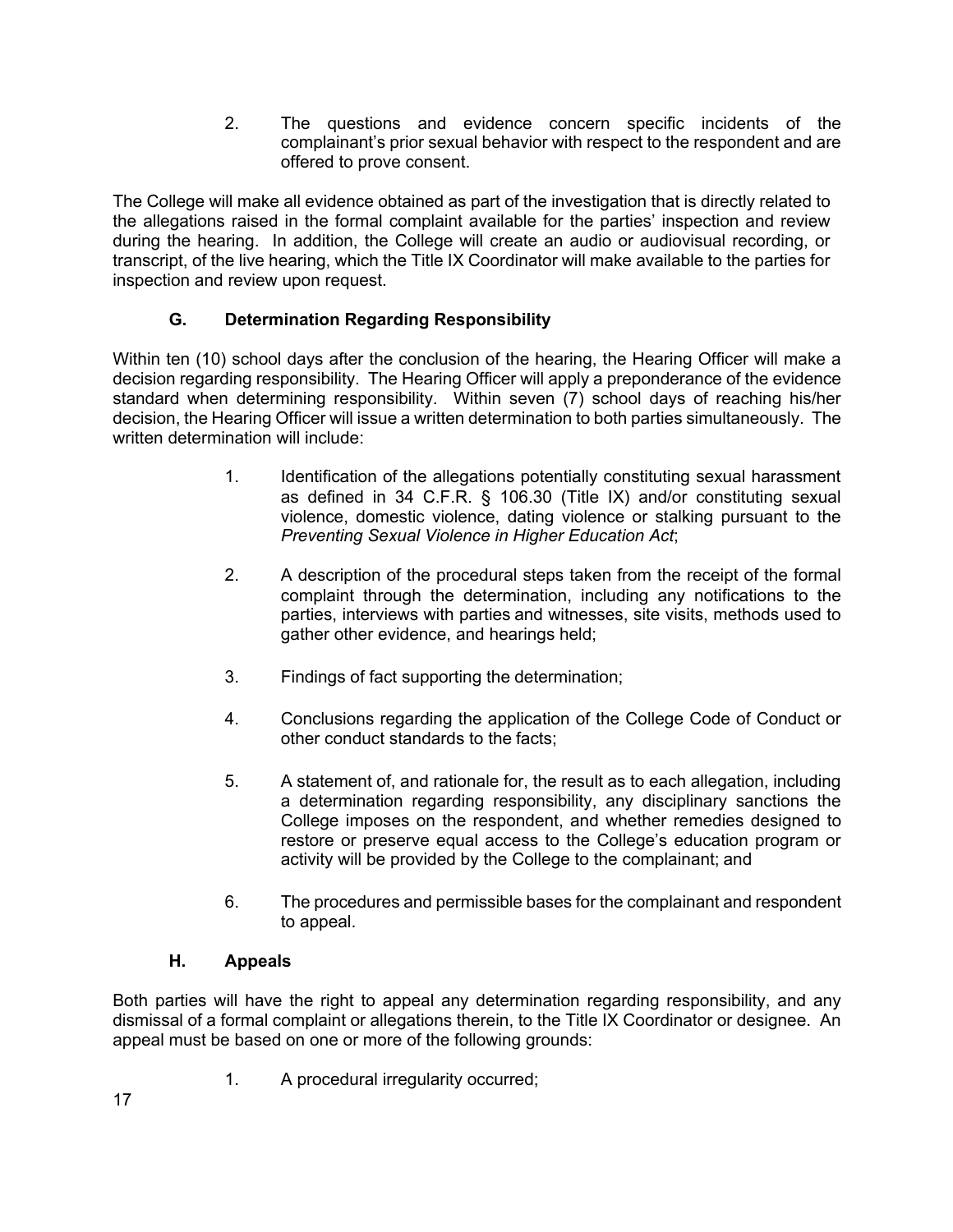2. The questions and evidence concern specific incidents of the complainant's prior sexual behavior with respect to the respondent and are offered to prove consent.

The College will make all evidence obtained as part of the investigation that is directly related to the allegations raised in the formal complaint available for the parties' inspection and review during the hearing. In addition, the College will create an audio or audiovisual recording, or transcript, of the live hearing, which the Title IX Coordinator will make available to the parties for inspection and review upon request.

### G. Determination Regarding Responsibility

Within ten (10) school days after the conclusion of the hearing, the Hearing Officer will make a decision regarding responsibility. The Hearing Officer will apply a preponderance of the evidence standard when determining responsibility. Within seven (7) school days of reaching his/her decision, the Hearing Officer will issue a written determination to both parties simultaneously. The written determination will include:

1. Identification of the allegations potentially constituting sexual harassment as defined in 34 C.F.R. § 106.30 (Title IX) and/or constituting sexual violence, domestic violence, dating violence or stalking pursuant to the *Preventing Sexual Violence in Higher Education Act*;

2. A description of the procedural steps taken from the receipt of the formal complaint through the determination, including any notifications to the parties, interviews with parties and witnesses, site visits, methods used to gather other evidence, and hearings held;

3. Findings of fact supporting the determination;

4. Conclusions regarding the application of the College Code of Conduct or other conduct standards to the facts;

5. A statement of, and rationale for, the result as to each allegation, including a determination regarding responsibility, any disciplinary sanctions the College imposes on the respondent, and whether remedies designed to restore or preserve equal access to the College's education program or activity will be provided by the College to the complainant; and

6. The procedures and permissible bases for the complainant and respondent to appeal.

### H. Appeals

Both parties will have the right to appeal any determination regarding responsibility, and any dismissal of a formal complaint or allegations therein, to the Title IX Coordinator or designee. An appeal must be based on one or more of the following grounds:

1. A procedural irregularity occurred;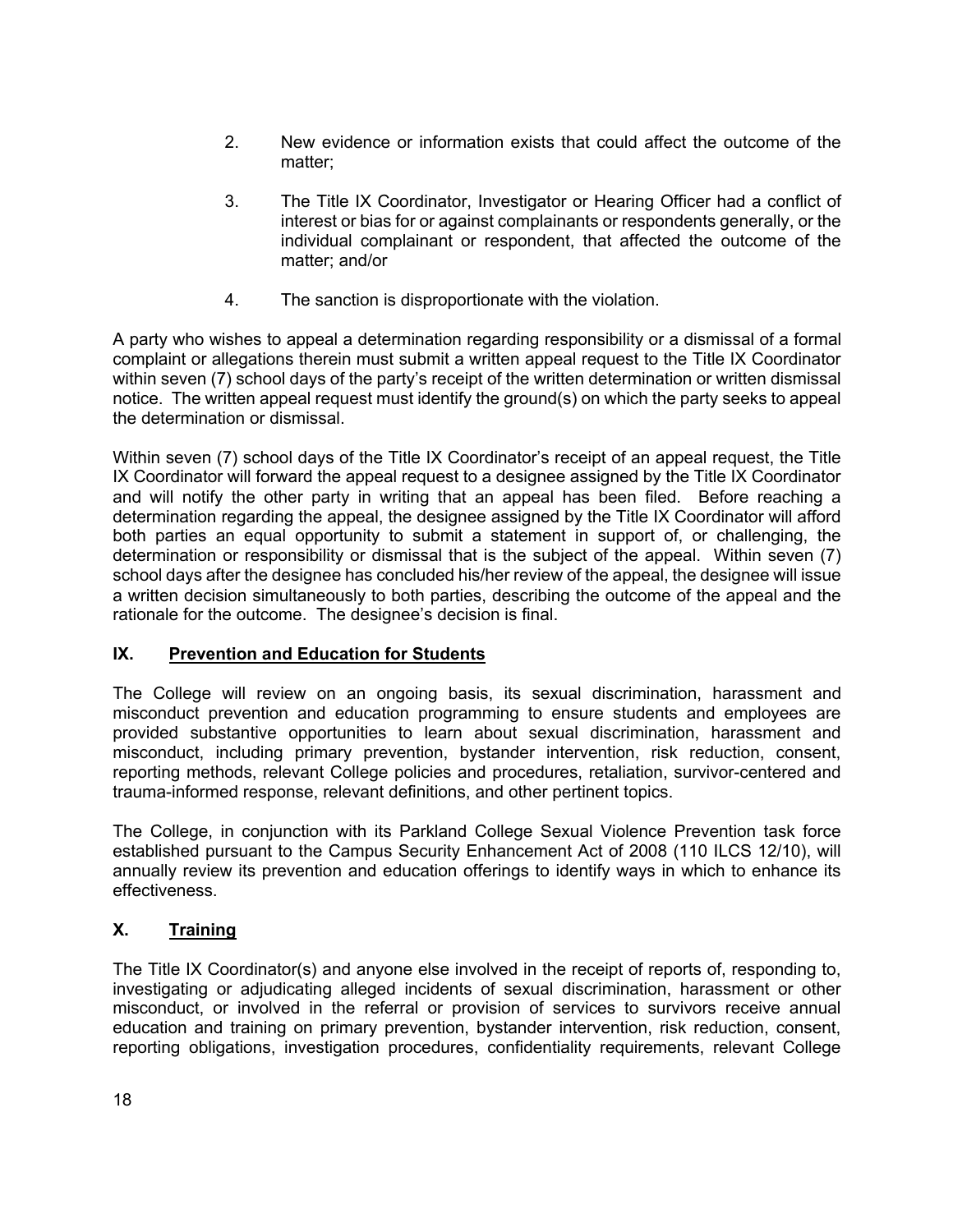2. New evidence or information exists that could affect the outcome of the matter;

3. The Title IX Coordinator, Investigator or Hearing Officer had a conflict of interest or bias for or against complainants or respondents generally, or the individual complainant or respondent, that affected the outcome of the matter; and/or

4. The sanction is disproportionate with the violation.

A party who wishes to appeal a determination regarding responsibility or a dismissal of a formal complaint or allegations therein must submit a written appeal request to the Title IX Coordinator within seven (7) school days of the party's receipt of the written determination or written dismissal notice. The written appeal request must identify the ground(s) on which the party seeks to appeal the determination or dismissal.

Within seven (7) school days of the Title IX Coordinator's receipt of an appeal request, the Title IX Coordinator will forward the appeal request to a designee assigned by the Title IX Coordinator and will notify the other party in writing that an appeal has been filed. Before reaching a determination regarding the appeal, the designee assigned by the Title IX Coordinator will afford both parties an equal opportunity to submit a statement in support of, or challenging, the determination or responsibility or dismissal that is the subject of the appeal. Within seven (7) school days after the designee has concluded his/her review of the appeal, the designee will issue a written decision simultaneously to both parties, describing the outcome of the appeal and the rationale for the outcome. The designee's decision is final.

## IX. Prevention and Education for Students

The College will review on an ongoing basis, its sexual discrimination, harassment and misconduct prevention and education programming to ensure students and employees are provided substantive opportunities to learn about sexual discrimination, harassment and misconduct, including primary prevention, bystander intervention, risk reduction, consent, reporting methods, relevant College policies and procedures, retaliation, survivor-centered and trauma-informed response, relevant definitions, and other pertinent topics.

The College, in conjunction with its Parkland College Sexual Violence Prevention task force established pursuant to the Campus Security Enhancement Act of 2008 (110 ILCS 12/10), will annually review its prevention and education offerings to identify ways in which to enhance its effectiveness.

## X. Training

The Title IX Coordinator(s) and anyone else involved in the receipt of reports of, responding to, investigating or adjudicating alleged incidents of sexual discrimination, harassment or other misconduct, or involved in the referral or provision of services to survivors receive annual education and training on primary prevention, bystander intervention, risk reduction, consent, reporting obligations, investigation procedures, confidentiality requirements, relevant College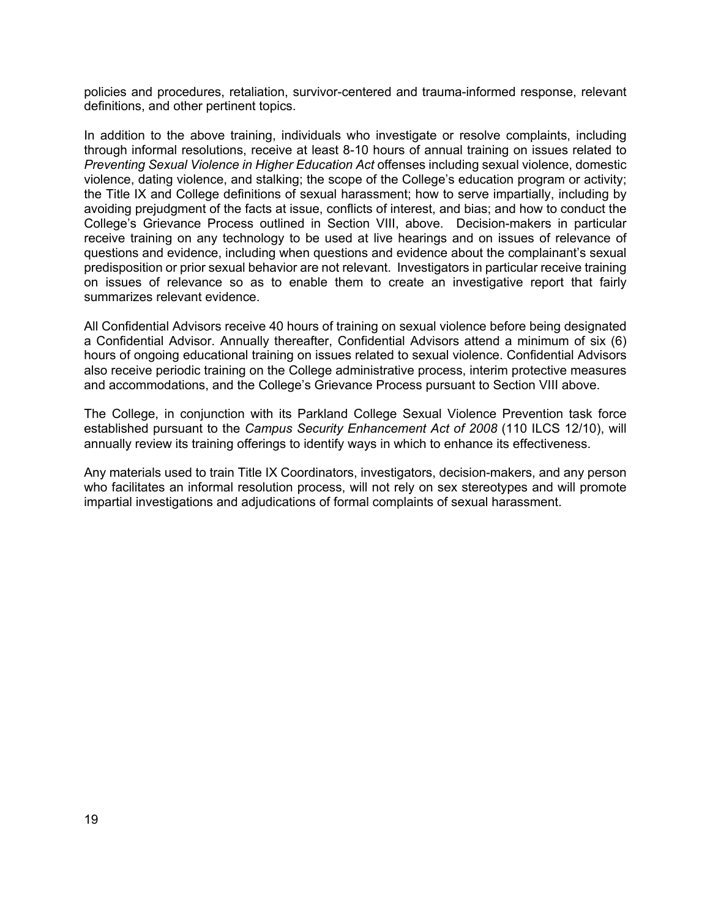policies and procedures, retaliation, survivor-centered and trauma-informed response, relevant definitions, and other pertinent topics.

In addition to the above training, individuals who investigate or resolve complaints, including through informal resolutions, receive at least 8-10 hours of annual training on issues related to *Preventing Sexual Violence in Higher Education Act* offenses including sexual violence, domestic violence, dating violence, and stalking; the scope of the College's education program or activity; the Title IX and College definitions of sexual harassment; how to serve impartially, including by avoiding prejudgment of the facts at issue, conflicts of interest, and bias; and how to conduct the College's Grievance Process outlined in Section VIII, above. Decision-makers in particular receive training on any technology to be used at live hearings and on issues of relevance of questions and evidence, including when questions and evidence about the complainant's sexual predisposition or prior sexual behavior are not relevant. Investigators in particular receive training on issues of relevance so as to enable them to create an investigative report that fairly summarizes relevant evidence.

All Confidential Advisors receive 40 hours of training on sexual violence before being designated a Confidential Advisor. Annually thereafter, Confidential Advisors attend a minimum of six (6) hours of ongoing educational training on issues related to sexual violence. Confidential Advisors also receive periodic training on the College administrative process, interim protective measures and accommodations, and the College's Grievance Process pursuant to Section VIII above.

The College, in conjunction with its Parkland College Sexual Violence Prevention task force established pursuant to the *Campus Security Enhancement Act of 2008* (110 ILCS 12/10), will annually review its training offerings to identify ways in which to enhance its effectiveness.

Any materials used to train Title IX Coordinators, investigators, decision-makers, and any person who facilitates an informal resolution process, will not rely on sex stereotypes and will promote impartial investigations and adjudications of formal complaints of sexual harassment.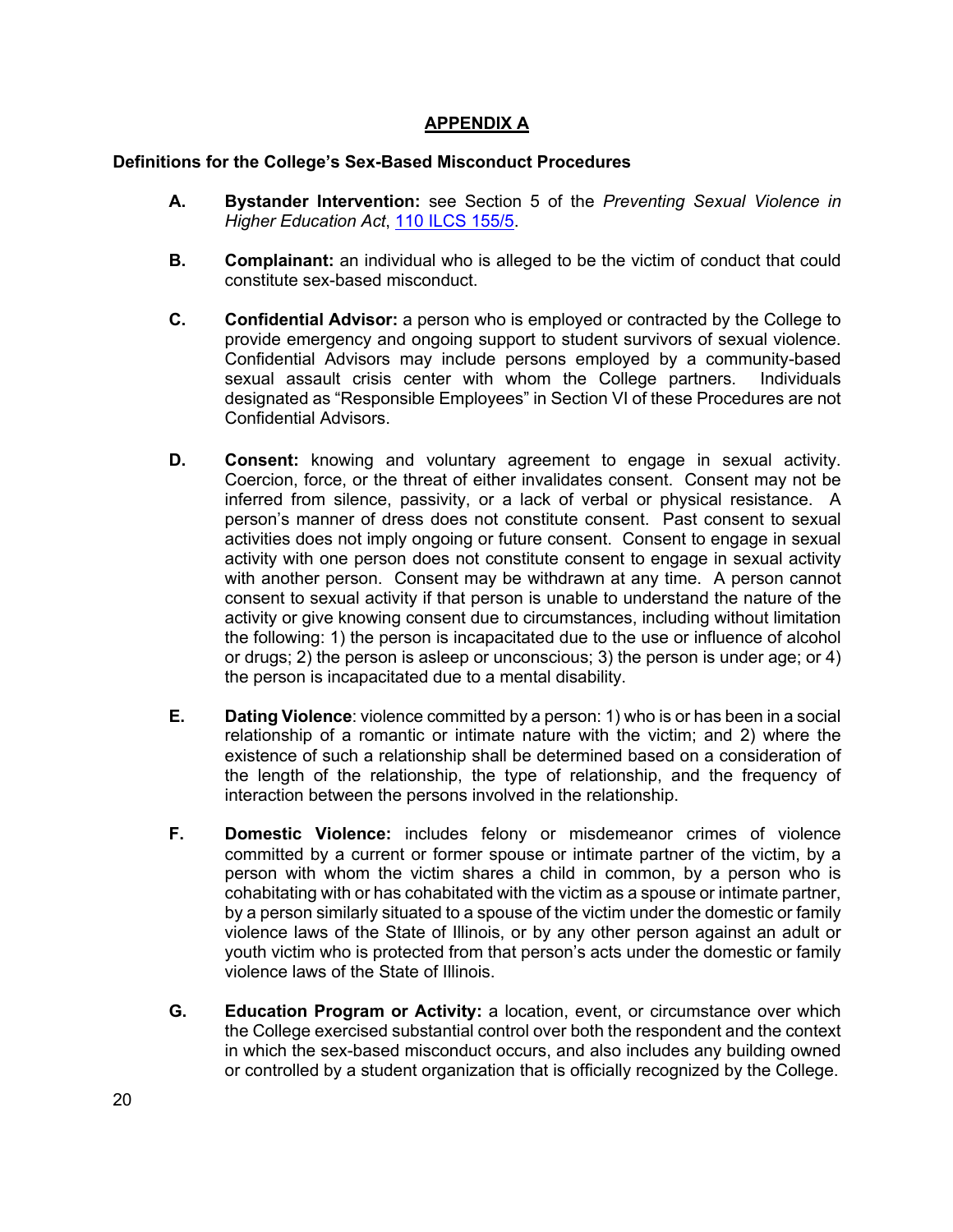# APPENDIX A

**Definitions for the College's Sex-Based Misconduct Procedures**

**A. Bystander Intervention:** see Section 5 of the *Preventing Sexual Violence in Higher Education Act*, [110 ILCS 155/5](110 ILCS 155/5).

**B. Complainant:** an individual who is alleged to be the victim of conduct that could constitute sex-based misconduct.

**C. Confidential Advisor:** a person who is employed or contracted by the College to provide emergency and ongoing support to student survivors of sexual violence. Confidential Advisors may include persons employed by a community-based sexual assault crisis center with whom the College partners. Individuals designated as "Responsible Employees" in Section VI of these Procedures are not Confidential Advisors.

**D. Consent:** knowing and voluntary agreement to engage in sexual activity. Coercion, force, or the threat of either invalidates consent. Consent may not be inferred from silence, passivity, or a lack of verbal or physical resistance. A person's manner of dress does not constitute consent. Past consent to sexual activities does not imply ongoing or future consent. Consent to engage in sexual activity with one person does not constitute consent to engage in sexual activity with another person. Consent may be withdrawn at any time. A person cannot consent to sexual activity if that person is unable to understand the nature of the activity or give knowing consent due to circumstances, including without limitation the following: 1) the person is incapacitated due to the use or influence of alcohol or drugs; 2) the person is asleep or unconscious; 3) the person is under age; or 4) the person is incapacitated due to a mental disability.

**E. Dating Violence**: violence committed by a person: 1) who is or has been in a social relationship of a romantic or intimate nature with the victim; and 2) where the existence of such a relationship shall be determined based on a consideration of the length of the relationship, the type of relationship, and the frequency of interaction between the persons involved in the relationship.

**F. Domestic Violence:** includes felony or misdemeanor crimes of violence committed by a current or former spouse or intimate partner of the victim, by a person with whom the victim shares a child in common, by a person who is cohabitating with or has cohabitated with the victim as a spouse or intimate partner, by a person similarly situated to a spouse of the victim under the domestic or family violence laws of the State of Illinois, or by any other person against an adult or youth victim who is protected from that person's acts under the domestic or family violence laws of the State of Illinois.

**G. Education Program or Activity:** a location, event, or circumstance over which the College exercised substantial control over both the respondent and the context in which the sex-based misconduct occurs, and also includes any building owned or controlled by a student organization that is officially recognized by the College.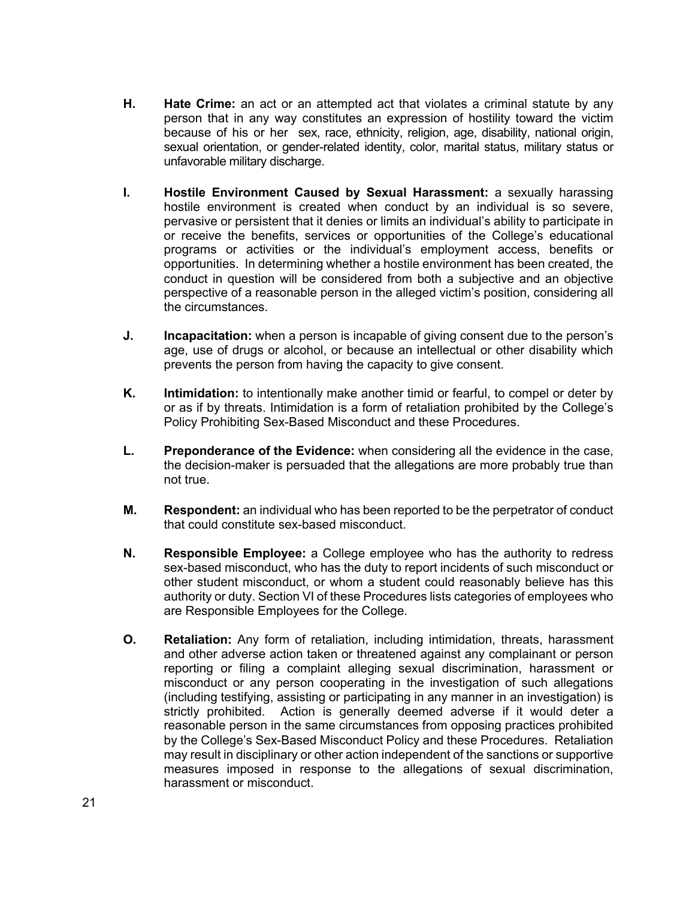**H.** **Hate Crime:** an act or an attempted act that violates a criminal statute by any person that in any way constitutes an expression of hostility toward the victim because of his or her sex, race, ethnicity, religion, age, disability, national origin, sexual orientation, or gender-related identity, color, marital status, military status or unfavorable military discharge.

**I.** **Hostile Environment Caused by Sexual Harassment:** a sexually harassing hostile environment is created when conduct by an individual is so severe, pervasive or persistent that it denies or limits an individual's ability to participate in or receive the benefits, services or opportunities of the College's educational programs or activities or the individual's employment access, benefits or opportunities. In determining whether a hostile environment has been created, the conduct in question will be considered from both a subjective and an objective perspective of a reasonable person in the alleged victim's position, considering all the circumstances.

**J.** **Incapacitation:** when a person is incapable of giving consent due to the person's age, use of drugs or alcohol, or because an intellectual or other disability which prevents the person from having the capacity to give consent.

**K.** **Intimidation:** to intentionally make another timid or fearful, to compel or deter by or as if by threats. Intimidation is a form of retaliation prohibited by the College's Policy Prohibiting Sex-Based Misconduct and these Procedures.

**L.** **Preponderance of the Evidence:** when considering all the evidence in the case, the decision-maker is persuaded that the allegations are more probably true than not true.

**M.** **Respondent:** an individual who has been reported to be the perpetrator of conduct that could constitute sex-based misconduct.

**N.** **Responsible Employee:** a College employee who has the authority to redress sex-based misconduct, who has the duty to report incidents of such misconduct or other student misconduct, or whom a student could reasonably believe has this authority or duty. Section VI of these Procedures lists categories of employees who are Responsible Employees for the College.

**O.** **Retaliation:** Any form of retaliation, including intimidation, threats, harassment and other adverse action taken or threatened against any complainant or person reporting or filing a complaint alleging sexual discrimination, harassment or misconduct or any person cooperating in the investigation of such allegations (including testifying, assisting or participating in any manner in an investigation) is strictly prohibited. Action is generally deemed adverse if it would deter a reasonable person in the same circumstances from opposing practices prohibited by the College's Sex-Based Misconduct Policy and these Procedures. Retaliation may result in disciplinary or other action independent of the sanctions or supportive measures imposed in response to the allegations of sexual discrimination, harassment or misconduct.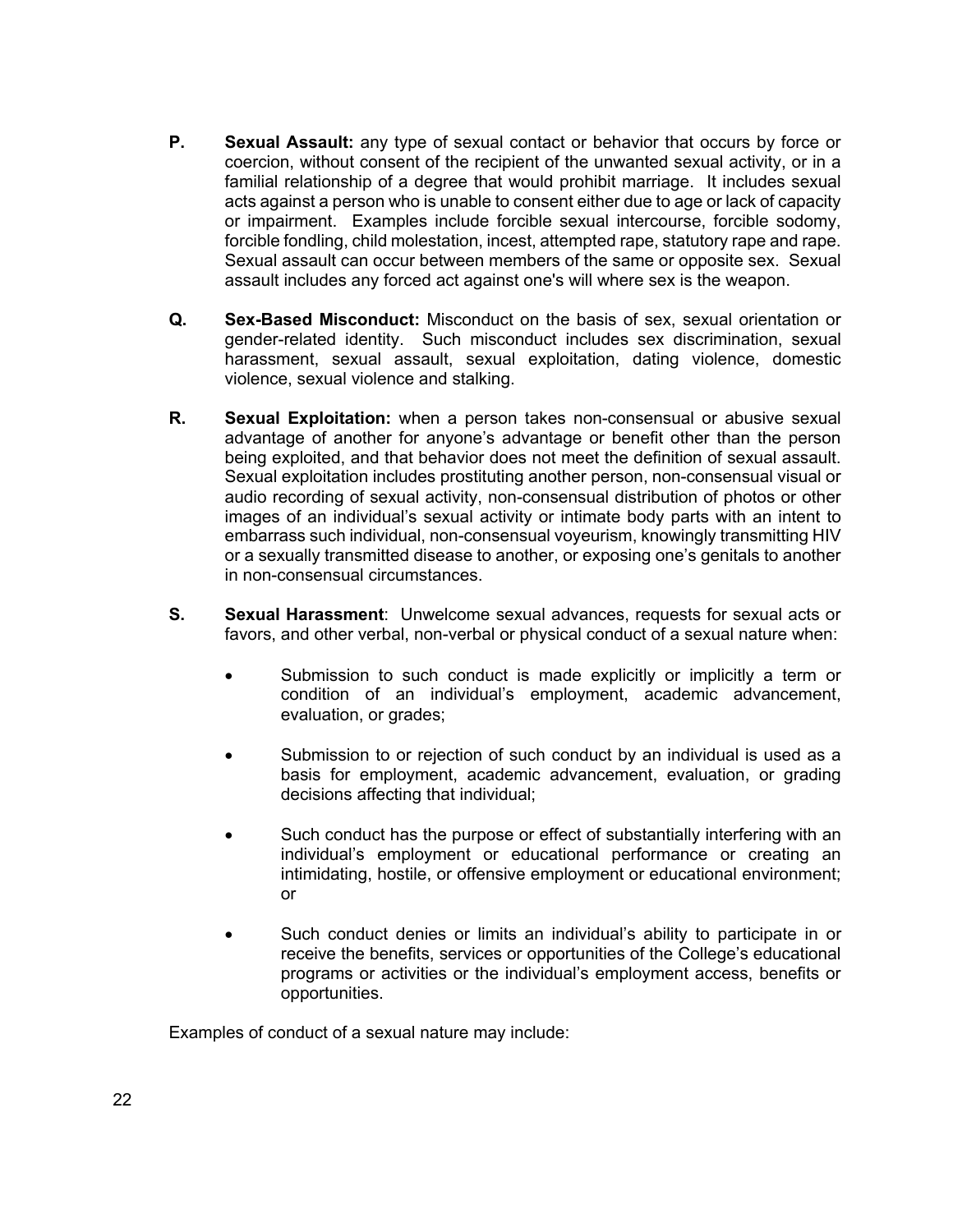**P. Sexual Assault:** any type of sexual contact or behavior that occurs by force or coercion, without consent of the recipient of the unwanted sexual activity, or in a familial relationship of a degree that would prohibit marriage. It includes sexual acts against a person who is unable to consent either due to age or lack of capacity or impairment. Examples include forcible sexual intercourse, forcible sodomy, forcible fondling, child molestation, incest, attempted rape, statutory rape and rape. Sexual assault can occur between members of the same or opposite sex. Sexual assault includes any forced act against one's will where sex is the weapon.

**Q. Sex-Based Misconduct:** Misconduct on the basis of sex, sexual orientation or gender-related identity. Such misconduct includes sex discrimination, sexual harassment, sexual assault, sexual exploitation, dating violence, domestic violence, sexual violence and stalking.

**R. Sexual Exploitation:** when a person takes non-consensual or abusive sexual advantage of another for anyone's advantage or benefit other than the person being exploited, and that behavior does not meet the definition of sexual assault. Sexual exploitation includes prostituting another person, non-consensual visual or audio recording of sexual activity, non-consensual distribution of photos or other images of an individual's sexual activity or intimate body parts with an intent to embarrass such individual, non-consensual voyeurism, knowingly transmitting HIV or a sexually transmitted disease to another, or exposing one's genitals to another in non-consensual circumstances.

**S. Sexual Harassment**: Unwelcome sexual advances, requests for sexual acts or favors, and other verbal, non-verbal or physical conduct of a sexual nature when:

- Submission to such conduct is made explicitly or implicitly a term or condition of an individual's employment, academic advancement, evaluation, or grades;
- Submission to or rejection of such conduct by an individual is used as a basis for employment, academic advancement, evaluation, or grading decisions affecting that individual;
- Such conduct has the purpose or effect of substantially interfering with an individual's employment or educational performance or creating an intimidating, hostile, or offensive employment or educational environment; or
- Such conduct denies or limits an individual's ability to participate in or receive the benefits, services or opportunities of the College's educational programs or activities or the individual's employment access, benefits or opportunities.

Examples of conduct of a sexual nature may include: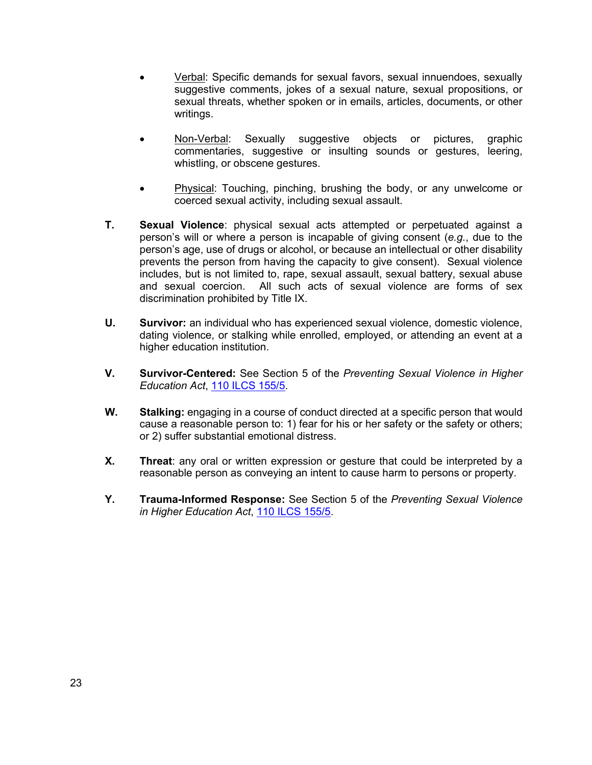- Verbal: Specific demands for sexual favors, sexual innuendoes, sexually suggestive comments, jokes of a sexual nature, sexual propositions, or sexual threats, whether spoken or in emails, articles, documents, or other writings.

- Non-Verbal: Sexually suggestive objects or pictures, graphic commentaries, suggestive or insulting sounds or gestures, leering, whistling, or obscene gestures.

- Physical: Touching, pinching, brushing the body, or any unwelcome or coerced sexual activity, including sexual assault.

**T.** **Sexual Violence**: physical sexual acts attempted or perpetuated against a person's will or where a person is incapable of giving consent (*e.g.*, due to the person's age, use of drugs or alcohol, or because an intellectual or other disability prevents the person from having the capacity to give consent). Sexual violence includes, but is not limited to, rape, sexual assault, sexual battery, sexual abuse and sexual coercion. All such acts of sexual violence are forms of sex discrimination prohibited by Title IX.

**U.** **Survivor:** an individual who has experienced sexual violence, domestic violence, dating violence, or stalking while enrolled, employed, or attending an event at a higher education institution.

**V.** **Survivor-Centered:** See Section 5 of the *Preventing Sexual Violence in Higher Education Act*, [110 ILCS 155/5].

**W.** **Stalking:** engaging in a course of conduct directed at a specific person that would cause a reasonable person to: 1) fear for his or her safety or the safety or others; or 2) suffer substantial emotional distress.

**X.** **Threat**: any oral or written expression or gesture that could be interpreted by a reasonable person as conveying an intent to cause harm to persons or property.

**Y.** **Trauma-Informed Response:** See Section 5 of the *Preventing Sexual Violence in Higher Education Act*, [110 ILCS 155/5].